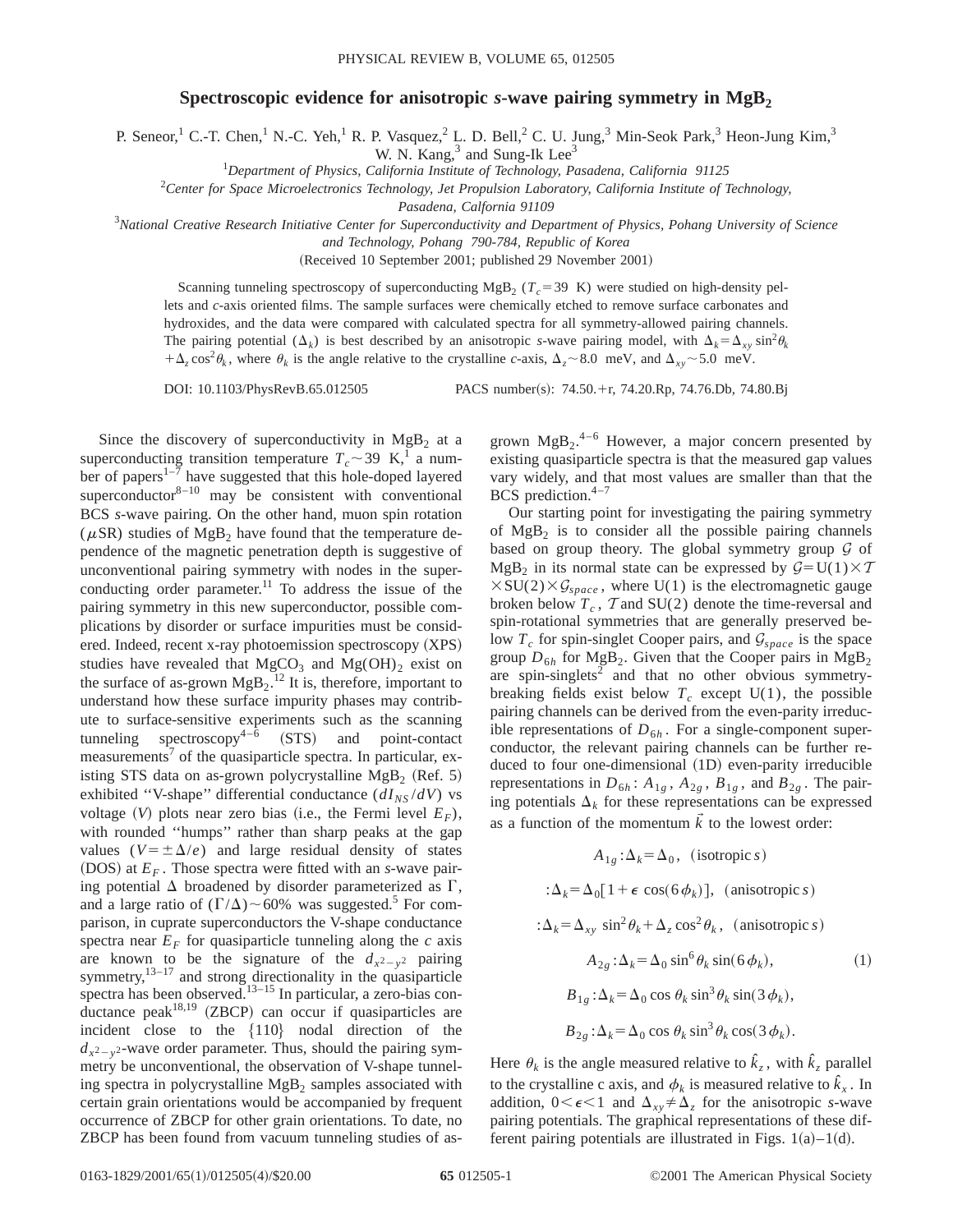# Spectroscopic evidence for anisotropic *s*-wave pairing symmetry in $MgB_2$

P. Seneor,[1] C.-T. Chen,[1] N.-C. Yeh,[1] R. P. Vasquez,[2] L. D. Bell,[2] C. U. Jung,[3] Min-Seok Park,[3] Heon-Jung Kim,[3] W. N. Kang,[3] and Sung-Ik Lee[3]

[1]*Department of Physics, California Institute of Technology, Pasadena, California 91125*

[2]*Center for Space Microelectronics Technology, Jet Propulsion Laboratory, California Institute of Technology, Pasadena, California 91109*

[3]*National Creative Research Initiative Center for Superconductivity and Department of Physics, Pohang University of Science and Technology, Pohang 790-784, Republic of Korea*

(Received 10 September 2001; published 29 November 2001)

Scanning tunneling spectroscopy of superconducting $MgB_2$ ($T_c$=39 K) were studied on high-density pellets and *c*-axis oriented films. The sample surfaces were chemically etched to remove surface carbonates and hydroxides, and the data were compared with calculated spectra for all symmetry-allowed pairing channels. The pairing potential ($\Delta_k$) is best described by an anisotropic *s*-wave pairing model, with $\Delta_k=\Delta_{xy}\sin^2\theta_k+\Delta_z\cos^2\theta_k$, where $\theta_k$ is the angle relative to the crystalline *c*-axis, $\Delta_z\sim 8.0$ meV, and $\Delta_{xy}\sim 5.0$ meV.

DOI: 10.1103/PhysRevB.65.012505 PACS number(s): 74.50.+r, 74.20.Rp, 74.76.Db, 74.80.Bj

Since the discovery of superconductivity in $MgB_2$ at a superconducting transition temperature $T_c\sim 39$ K,[1] a number of papers[1–7] have suggested that this hole-doped layered superconductor[8–10] may be consistent with conventional BCS *s*-wave pairing. On the other hand, muon spin rotation ($\mu$SR) studies of $MgB_2$ have found that the temperature dependence of the magnetic penetration depth is suggestive of unconventional pairing symmetry with nodes in the superconducting order parameter.[11] To address the issue of the pairing symmetry in this new superconductor, possible complications by disorder or surface impurities must be considered. Indeed, recent x-ray photoemission spectroscopy (XPS) studies have revealed that $MgCO_3$ and $Mg(OH)_2$ exist on the surface of as-grown $MgB_2$.[12] It is, therefore, important to understand how these surface impurity phases may contribute to surface-sensitive experiments such as the scanning tunneling spectroscopy[4–6] (STS) and point-contact measurements[7] of the quasiparticle spectra. In particular, existing STS data on as-grown polycrystalline $MgB_2$ (Ref. 5) exhibited "V-shape" differential conductance ($dI_{NS}/dV$) vs voltage ($V$) plots near zero bias (i.e., the Fermi level $E_F$), with rounded "humps" rather than sharp peaks at the gap values ($V=\pm\Delta/e$) and large residual density of states (DOS) at $E_F$. Those spectra were fitted with an *s*-wave pairing potential $\Delta$ broadened by disorder parameterized as $\Gamma$, and a large ratio of $(\Gamma/\Delta)\sim 60\%$ was suggested.[5] For comparison, in cuprate superconductors the V-shape conductance spectra near $E_F$ for quasiparticle tunneling along the *c* axis are known to be the signature of the $d_{x^2-y^2}$ pairing symmetry,[13–17] and strong directionality in the quasiparticle spectra has been observed.[13–15] In particular, a zero-bias conductance peak[18,19] (ZBCP) can occur if quasiparticles are incident close to the {110} nodal direction of the $d_{x^2-y^2}$-wave order parameter. Thus, should the pairing symmetry be unconventional, the observation of V-shape tunneling spectra in polycrystalline $MgB_2$ samples associated with certain grain orientations would be accompanied by frequent occurrence of ZBCP for other grain orientations. To date, no ZBCP has been found from vacuum tunneling studies of as-grown $MgB_2$.[4–6] However, a major concern presented by existing quasiparticle spectra is that the measured gap values vary widely, and that most values are smaller than that the BCS prediction.[4–7]

Our starting point for investigating the pairing symmetry of $MgB_2$ is to consider all the possible pairing channels based on group theory. The global symmetry group $\mathcal{G}$ of $MgB_2$ in its normal state can be expressed by $\mathcal{G}=\mathrm{U}(1)\times\mathcal{T}\times\mathrm{SU}(2)\times\mathcal{G}_{space}$, where U(1) is the electromagnetic gauge broken below $T_c$, $\mathcal{T}$ and SU(2) denote the time-reversal and spin-rotational symmetries that are generally preserved below $T_c$ for spin-singlet Cooper pairs, and $\mathcal{G}_{space}$ is the space group $D_{6h}$ for $MgB_2$. Given that the Cooper pairs in $MgB_2$ are spin-singlets[2] and that no other obvious symmetry-breaking fields exist below $T_c$ except U(1), the possible pairing channels can be derived from the even-parity irreducible representations of $D_{6h}$. For a single-component superconductor, the relevant pairing channels can be further reduced to four one-dimensional (1D) even-parity irreducible representations in $D_{6h}$: $A_{1g}$, $A_{2g}$, $B_{1g}$, and $B_{2g}$. The pairing potentials $\Delta_k$ for these representations can be expressed as a function of the momentum $\vec{k}$ to the lowest order:

$$
\begin{aligned}
A_{1g}&:\Delta_k=\Delta_0,\ \ \text{(isotropic } s\text{)}\\
&:\Delta_k=\Delta_0[1+\epsilon\cos(6\phi_k)],\ \ \text{(anisotropic } s\text{)}\\
&:\Delta_k=\Delta_{xy}\sin^2\theta_k+\Delta_z\cos^2\theta_k,\ \ \text{(anisotropic } s\text{)}\\
A_{2g}&:\Delta_k=\Delta_0\sin^6\theta_k\sin(6\phi_k),\\
B_{1g}&:\Delta_k=\Delta_0\cos\theta_k\sin^3\theta_k\sin(3\phi_k),\\
B_{2g}&:\Delta_k=\Delta_0\cos\theta_k\sin^3\theta_k\cos(3\phi_k).
\end{aligned}
\tag{1}
$$

Here $\theta_k$ is the angle measured relative to $\hat{k}_z$, with $\hat{k}_z$ parallel to the crystalline c axis, and $\phi_k$ is measured relative to $\hat{k}_x$. In addition, $0<\epsilon<1$ and $\Delta_{xy}\neq\Delta_z$ for the anisotropic *s*-wave pairing potentials. The graphical representations of these different pairing potentials are illustrated in Figs. 1(a)–1(d).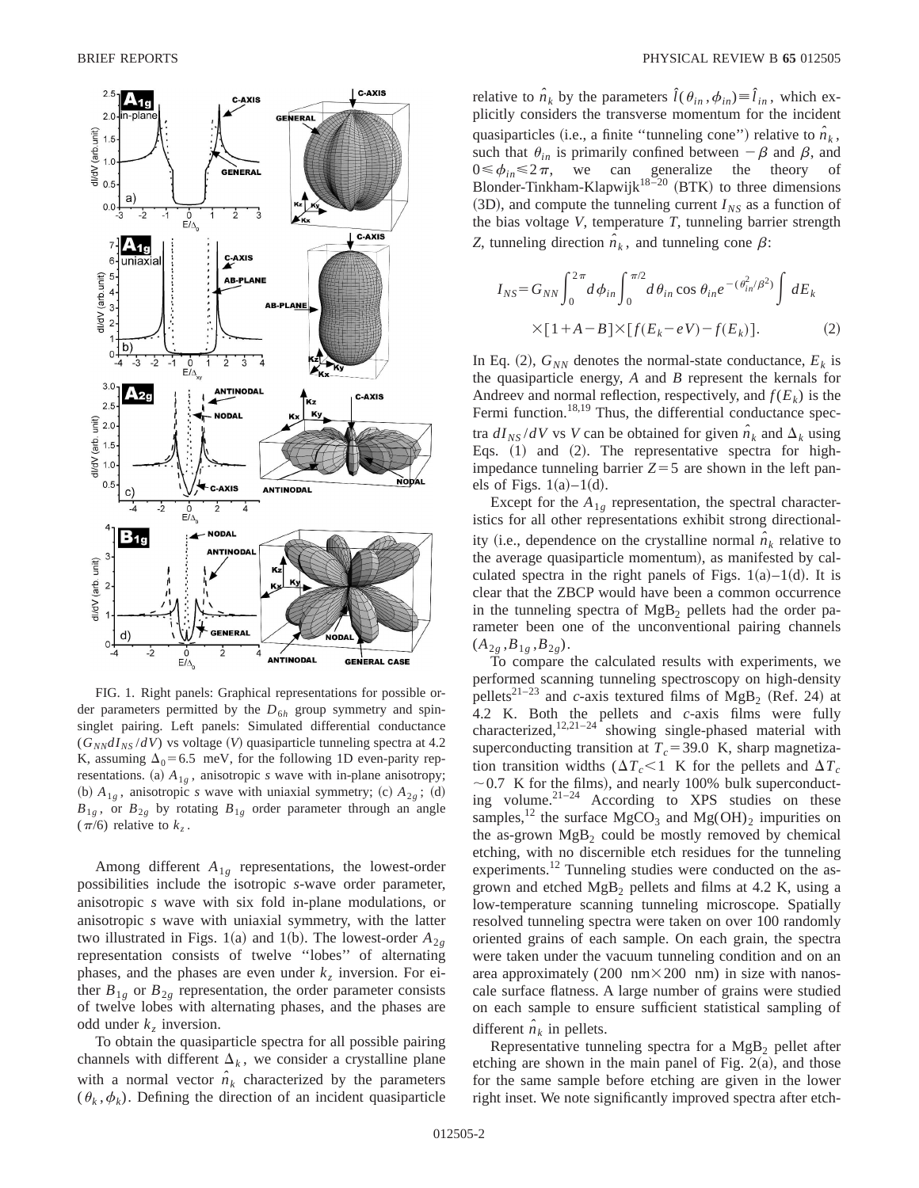FIG. 1. Right panels: Graphical representations for possible order parameters permitted by the $D_{6h}$ group symmetry and spin-singlet pairing. Left panels: Simulated differential conductance ($G_{NN}dI_{NS}/dV$) vs voltage ($V$) quasiparticle tunneling spectra at 4.2 K, assuming $\Delta_0 = 6.5$ meV, for the following 1D even-parity representations. (a) $A_{1g}$, anisotropic $s$ wave with in-plane anisotropy; (b) $A_{1g}$, anisotropic $s$ wave with uniaxial symmetry; (c) $A_{2g}$; (d) $B_{1g}$, or $B_{2g}$ by rotating $B_{1g}$ order parameter through an angle ($\pi/6$) relative to $k_z$.

Among different $A_{1g}$ representations, the lowest-order possibilities include the isotropic $s$-wave order parameter, anisotropic $s$ wave with six fold in-plane modulations, or anisotropic $s$ wave with uniaxial symmetry, with the latter two illustrated in Figs. 1(a) and 1(b). The lowest-order $A_{2g}$ representation consists of twelve "lobes" of alternating phases, and the phases are even under $k_z$ inversion. For either $B_{1g}$ or $B_{2g}$ representation, the order parameter consists of twelve lobes with alternating phases, and the phases are odd under $k_z$ inversion.

To obtain the quasiparticle spectra for all possible pairing channels with different $\Delta_k$, we consider a crystalline plane with a normal vector $\hat{n}_k$ characterized by the parameters $(\theta_k, \phi_k)$. Defining the direction of an incident quasiparticle relative to $\hat{n}_k$ by the parameters $\hat{l}(\theta_{in}, \phi_{in}) \equiv \hat{l}_{in}$, which explicitly considers the transverse momentum for the incident quasiparticles (i.e., a finite "tunneling cone") relative to $\hat{n}_k$, such that $\theta_{in}$ is primarily confined between $-\beta$ and $\beta$, and $0 \leq \phi_{in} \leq 2\pi$, we can generalize the theory of Blonder-Tinkham-Klapwijk[18–20] (BTK) to three dimensions (3D), and compute the tunneling current $I_{NS}$ as a function of the bias voltage $V$, temperature $T$, tunneling barrier strength $Z$, tunneling direction $\hat{n}_k$, and tunneling cone $\beta$:

$$I_{NS} = G_{NN} \int_0^{2\pi} d\phi_{in} \int_0^{\pi/2} d\theta_{in} \cos\theta_{in} e^{-(\theta_{in}^2/\beta^2)} \int dE_k \times [1 + A - B] \times [f(E_k - eV) - f(E_k)]. \tag{2}$$

In Eq. (2), $G_{NN}$ denotes the normal-state conductance, $E_k$ is the quasiparticle energy, $A$ and $B$ represent the kernals for Andreev and normal reflection, respectively, and $f(E_k)$ is the Fermi function.[18,19] Thus, the differential conductance spectra $dI_{NS}/dV$ vs $V$ can be obtained for given $\hat{n}_k$ and $\Delta_k$ using Eqs. (1) and (2). The representative spectra for high-impedance tunneling barrier $Z = 5$ are shown in the left panels of Figs. 1(a)–1(d).

Except for the $A_{1g}$ representation, the spectral characteristics for all other representations exhibit strong directionality (i.e., dependence on the crystalline normal $\hat{n}_k$ relative to the average quasiparticle momentum), as manifested by calculated spectra in the right panels of Figs. 1(a)–1(d). It is clear that the ZBCP would have been a common occurrence in the tunneling spectra of $MgB_2$ pellets had the order parameter been one of the unconventional pairing channels $(A_{2g}, B_{1g}, B_{2g})$.

To compare the calculated results with experiments, we performed scanning tunneling spectroscopy on high-density pellets[21–23] and $c$-axis textured films of $MgB_2$ (Ref. 24) at 4.2 K. Both the pellets and $c$-axis films were fully characterized,[12,21–24] showing single-phased material with superconducting transition at $T_c = 39.0$ K, sharp magnetization transition widths ($\Delta T_c < 1$ K for the pellets and $\Delta T_c \sim 0.7$ K for the films), and nearly 100% bulk superconducting volume.[21–24] According to XPS studies on these samples,[12] the surface $MgCO_3$ and $Mg(OH)_2$ impurities on the as-grown $MgB_2$ could be mostly removed by chemical etching, with no discernible etch residues for the tunneling experiments.[12] Tunneling studies were conducted on the as-grown and etched $MgB_2$ pellets and films at 4.2 K, using a low-temperature scanning tunneling microscope. Spatially resolved tunneling spectra were taken on over 100 randomly oriented grains of each sample. On each grain, the spectra were taken under the vacuum tunneling condition and on an area approximately (200 nm×200 nm) in size with nanoscale surface flatness. A large number of grains were studied on each sample to ensure sufficient statistical sampling of different $\hat{n}_k$ in pellets.

Representative tunneling spectra for a $MgB_2$ pellet after etching are shown in the main panel of Fig. 2(a), and those for the same sample before etching are given in the lower right inset. We note significantly improved spectra after etch-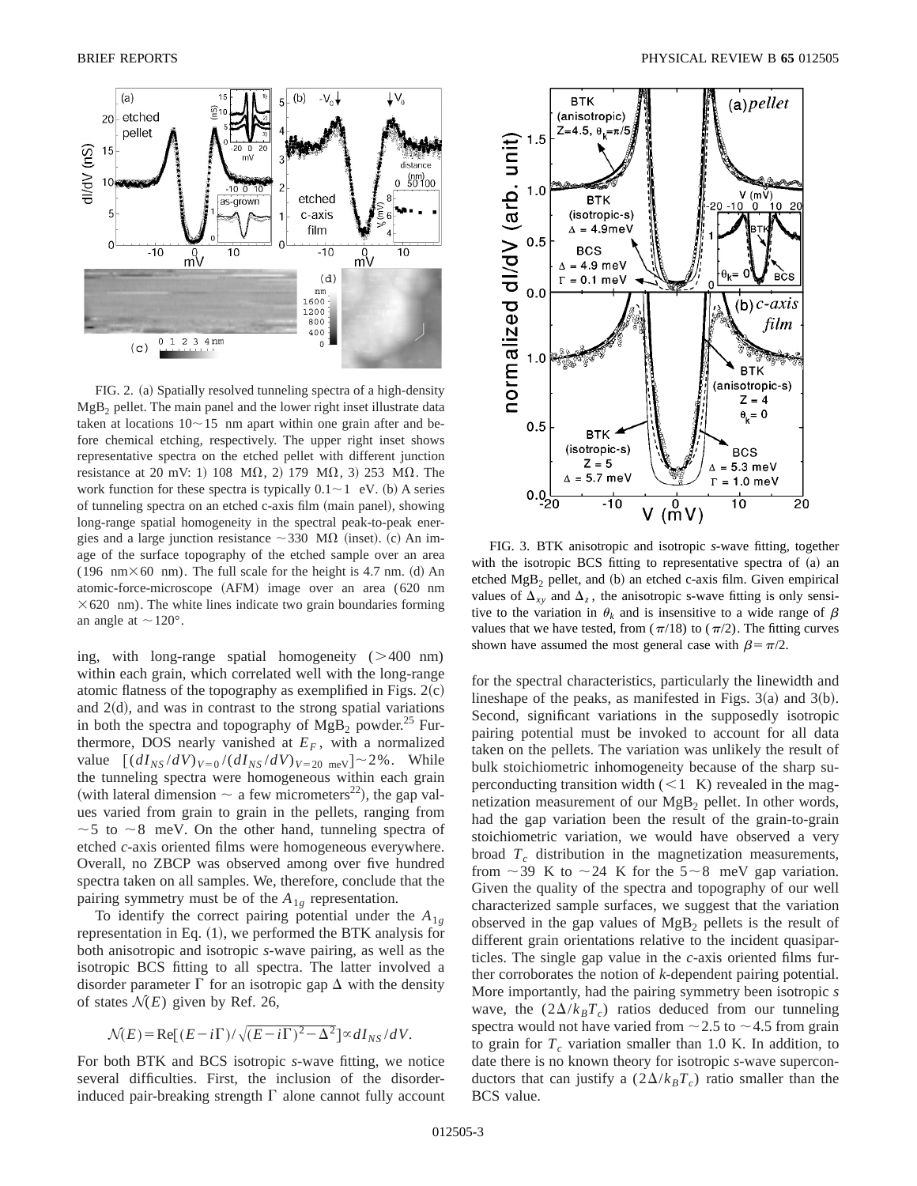FIG. 2. (a) Spatially resolved tunneling spectra of a high-density $MgB_2$ pellet. The main panel and the lower right inset illustrate data taken at locations 10∼15 nm apart within one grain after and before chemical etching, respectively. The upper right inset shows representative spectra on the etched pellet with different junction resistance at 20 mV: 1) 108 MΩ, 2) 179 MΩ, 3) 253 MΩ. The work function for these spectra is typically 0.1∼1 eV. (b) A series of tunneling spectra on an etched c-axis film (main panel), showing long-range spatial homogeneity in the spectral peak-to-peak energies and a large junction resistance ∼330 MΩ (inset). (c) An image of the surface topography of the etched sample over an area (196 nm×60 nm). The full scale for the height is 4.7 nm. (d) An atomic-force-microscope (AFM) image over an area (620 nm ×620 nm). The white lines indicate two grain boundaries forming an angle at ∼120°.

ing, with long-range spatial homogeneity (>400 nm) within each grain, which correlated well with the long-range atomic flatness of the topography as exemplified in Figs. 2(c) and 2(d), and was in contrast to the strong spatial variations in both the spectra and topography of $MgB_2$ powder.[25] Furthermore, DOS nearly vanished at $E_F$, with a normalized value $[(dI_{NS}/dV)_{V=0}/(dI_{NS}/dV)_{V=20\ \text{meV}}]\sim 2\%$. While the tunneling spectra were homogeneous within each grain (with lateral dimension ∼ a few micrometers[22]), the gap values varied from grain to grain in the pellets, ranging from ∼5 to ∼8 meV. On the other hand, tunneling spectra of etched *c*-axis oriented films were homogeneous everywhere. Overall, no ZBCP was observed among over five hundred spectra taken on all samples. We, therefore, conclude that the pairing symmetry must be of the $A_{1g}$ representation.

To identify the correct pairing potential under the $A_{1g}$ representation in Eq. (1), we performed the BTK analysis for both anisotropic and isotropic *s*-wave pairing, as well as the isotropic BCS fitting to all spectra. The latter involved a disorder parameter $\Gamma$ for an isotropic gap $\Delta$ with the density of states $\mathcal{N}(E)$ given by Ref. 26,

$$\mathcal{N}(E)=\text{Re}[(E-i\Gamma)/\sqrt{(E-i\Gamma)^2-\Delta^2}]\propto dI_{NS}/dV.$$

For both BTK and BCS isotropic *s*-wave fitting, we notice several difficulties. First, the inclusion of the disorder-induced pair-breaking strength $\Gamma$ alone cannot fully account for the spectral characteristics, particularly the linewidth and lineshape of the peaks, as manifested in Figs. 3(a) and 3(b). Second, significant variations in the supposedly isotropic pairing potential must be invoked to account for all data taken on the pellets. The variation was unlikely the result of bulk stoichiometric inhomogeneity because of the sharp superconducting transition width (<1 K) revealed in the magnetization measurement of our $MgB_2$ pellet. In other words, had the gap variation been the result of the grain-to-grain stoichiometric variation, we would have observed a very broad $T_c$ distribution in the magnetization measurements, from ∼39 K to ∼24 K for the 5∼8 meV gap variation. Given the quality of the spectra and topography of our well characterized sample surfaces, we suggest that the variation observed in the gap values of $MgB_2$ pellets is the result of different grain orientations relative to the incident quasiparticles. The single gap value in the *c*-axis oriented films further corroborates the notion of *k*-dependent pairing potential. More importantly, had the pairing symmetry been isotropic *s* wave, the $(2\Delta/k_BT_c)$ ratios deduced from our tunneling spectra would not have varied from ∼2.5 to ∼4.5 from grain to grain for $T_c$ variation smaller than 1.0 K. In addition, to date there is no known theory for isotropic *s*-wave superconductors that can justify a $(2\Delta/k_BT_c)$ ratio smaller than the BCS value.

FIG. 3. BTK anisotropic and isotropic *s*-wave fitting, together with the isotropic BCS fitting to representative spectra of (a) an etched $MgB_2$ pellet, and (b) an etched c-axis film. Given empirical values of $\Delta_{xy}$ and $\Delta_z$, the anisotropic s-wave fitting is only sensitive to the variation in $\theta_k$ and is insensitive to a wide range of $\beta$ values that we have tested, from $(\pi/18)$ to $(\pi/2)$. The fitting curves shown have assumed the most general case with $\beta=\pi/2$.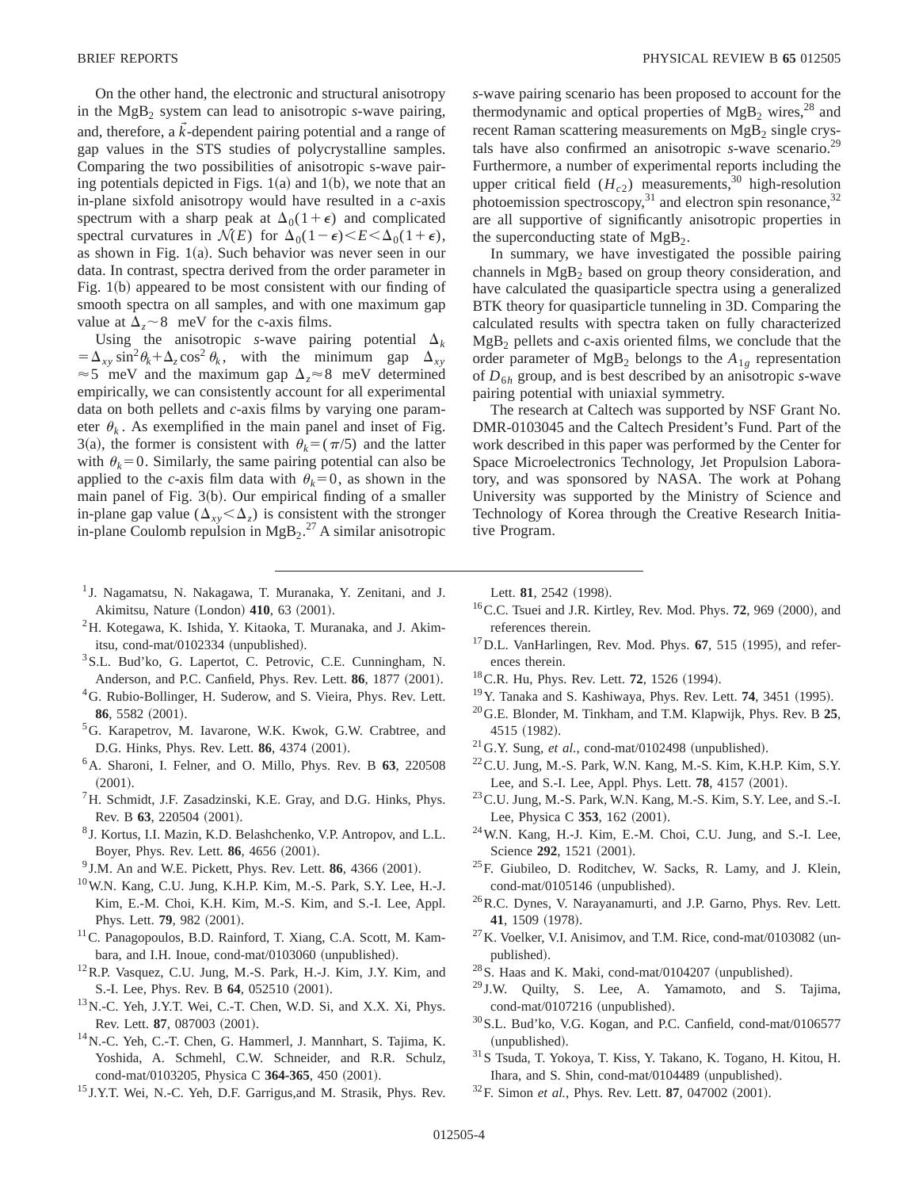On the other hand, the electronic and structural anisotropy in the $MgB_2$ system can lead to anisotropic *s*-wave pairing, and, therefore, a $\vec{k}$-dependent pairing potential and a range of gap values in the STS studies of polycrystalline samples. Comparing the two possibilities of anisotropic s-wave pairing potentials depicted in Figs. 1(a) and 1(b), we note that an in-plane sixfold anisotropy would have resulted in a *c*-axis spectrum with a sharp peak at $\Delta_0(1+\epsilon)$ and complicated spectral curvatures in $\mathcal{N}(E)$ for $\Delta_0(1-\epsilon)<E<\Delta_0(1+\epsilon)$, as shown in Fig. 1(a). Such behavior was never seen in our data. In contrast, spectra derived from the order parameter in Fig. 1(b) appeared to be most consistent with our finding of smooth spectra on all samples, and with one maximum gap value at $\Delta_z \sim 8$ meV for the c-axis films.

Using the anisotropic *s*-wave pairing potential $\Delta_k = \Delta_{xy}\sin^2\theta_k + \Delta_z\cos^2\theta_k$, with the minimum gap $\Delta_{xy} \approx 5$ meV and the maximum gap $\Delta_z \approx 8$ meV determined empirically, we can consistently account for all experimental data on both pellets and *c*-axis films by varying one parameter $\theta_k$. As exemplified in the main panel and inset of Fig. 3(a), the former is consistent with $\theta_k = (\pi/5)$ and the latter with $\theta_k = 0$. Similarly, the same pairing potential can also be applied to the *c*-axis film data with $\theta_k = 0$, as shown in the main panel of Fig. 3(b). Our empirical finding of a smaller in-plane gap value ($\Delta_{xy} < \Delta_z$) is consistent with the stronger in-plane Coulomb repulsion in $MgB_2$.[27] A similar anisotropic *s*-wave pairing scenario has been proposed to account for the thermodynamic and optical properties of $MgB_2$ wires,[28] and recent Raman scattering measurements on $MgB_2$ single crystals have also confirmed an anisotropic *s*-wave scenario.[29] Furthermore, a number of experimental reports including the upper critical field ($H_{c2}$) measurements,[30] high-resolution photoemission spectroscopy,[31] and electron spin resonance,[32] are all supportive of significantly anisotropic properties in the superconducting state of $MgB_2$.

In summary, we have investigated the possible pairing channels in $MgB_2$ based on group theory consideration, and have calculated the quasiparticle spectra using a generalized BTK theory for quasiparticle tunneling in 3D. Comparing the calculated results with spectra taken on fully characterized $MgB_2$ pellets and c-axis oriented films, we conclude that the order parameter of $MgB_2$ belongs to the $A_{1g}$ representation of $D_{6h}$ group, and is best described by an anisotropic *s*-wave pairing potential with uniaxial symmetry.

The research at Caltech was supported by NSF Grant No. DMR-0103045 and the Caltech President's Fund. Part of the work described in this paper was performed by the Center for Space Microelectronics Technology, Jet Propulsion Laboratory, and was sponsored by NASA. The work at Pohang University was supported by the Ministry of Science and Technology of Korea through the Creative Research Initiative Program.

---

[1] J. Nagamatsu, N. Nakagawa, T. Muranaka, Y. Zenitani, and J. Akimitsu, Nature (London) **410**, 63 (2001).

[2] H. Kotegawa, K. Ishida, Y. Kitaoka, T. Muranaka, and J. Akimitsu, cond-mat/0102334 (unpublished).

[3] S.L. Bud'ko, G. Lapertot, C. Petrovic, C.E. Cunningham, N. Anderson, and P.C. Canfield, Phys. Rev. Lett. **86**, 1877 (2001).

[4] G. Rubio-Bollinger, H. Suderow, and S. Vieira, Phys. Rev. Lett. **86**, 5582 (2001).

[5] G. Karapetrov, M. Iavarone, W.K. Kwok, G.W. Crabtree, and D.G. Hinks, Phys. Rev. Lett. **86**, 4374 (2001).

[6] A. Sharoni, I. Felner, and O. Millo, Phys. Rev. B **63**, 220508 (2001).

[7] H. Schmidt, J.F. Zasadzinski, K.E. Gray, and D.G. Hinks, Phys. Rev. B **63**, 220504 (2001).

[8] J. Kortus, I.I. Mazin, K.D. Belashchenko, V.P. Antropov, and L.L. Boyer, Phys. Rev. Lett. **86**, 4656 (2001).

[9] J.M. An and W.E. Pickett, Phys. Rev. Lett. **86**, 4366 (2001).

[10] W.N. Kang, C.U. Jung, K.H.P. Kim, M.-S. Park, S.Y. Lee, H.-J. Kim, E.-M. Choi, K.H. Kim, M.-S. Kim, and S.-I. Lee, Appl. Phys. Lett. **79**, 982 (2001).

[11] C. Panagopoulos, B.D. Rainford, T. Xiang, C.A. Scott, M. Kambara, and I.H. Inoue, cond-mat/0103060 (unpublished).

[12] R.P. Vasquez, C.U. Jung, M.-S. Park, H.-J. Kim, J.Y. Kim, and S.-I. Lee, Phys. Rev. B **64**, 052510 (2001).

[13] N.-C. Yeh, J.Y.T. Wei, C.-T. Chen, W.D. Si, and X.X. Xi, Phys. Rev. Lett. **87**, 087003 (2001).

[14] N.-C. Yeh, C.-T. Chen, G. Hammerl, J. Mannhart, S. Tajima, K. Yoshida, A. Schmehl, C.W. Schneider, and R.R. Schulz, cond-mat/0103205, Physica C **364-365**, 450 (2001).

[15] J.Y.T. Wei, N.-C. Yeh, D.F. Garrigus,and M. Strasik, Phys. Rev. Lett. **81**, 2542 (1998).

[16] C.C. Tsuei and J.R. Kirtley, Rev. Mod. Phys. **72**, 969 (2000), and references therein.

[17] D.L. VanHarlingen, Rev. Mod. Phys. **67**, 515 (1995), and references therein.

[18] C.R. Hu, Phys. Rev. Lett. **72**, 1526 (1994).

[19] Y. Tanaka and S. Kashiwaya, Phys. Rev. Lett. **74**, 3451 (1995).

[20] G.E. Blonder, M. Tinkham, and T.M. Klapwijk, Phys. Rev. B **25**, 4515 (1982).

[21] G.Y. Sung, *et al.*, cond-mat/0102498 (unpublished).

[22] C.U. Jung, M.-S. Park, W.N. Kang, M.-S. Kim, K.H.P. Kim, S.Y. Lee, and S.-I. Lee, Appl. Phys. Lett. **78**, 4157 (2001).

[23] C.U. Jung, M.-S. Park, W.N. Kang, M.-S. Kim, S.Y. Lee, and S.-I. Lee, Physica C **353**, 162 (2001).

[24] W.N. Kang, H.-J. Kim, E.-M. Choi, C.U. Jung, and S.-I. Lee, Science **292**, 1521 (2001).

[25] F. Giubileo, D. Roditchev, W. Sacks, R. Lamy, and J. Klein, cond-mat/0105146 (unpublished).

[26] R.C. Dynes, V. Narayanamurti, and J.P. Garno, Phys. Rev. Lett. **41**, 1509 (1978).

[27] K. Voelker, V.I. Anisimov, and T.M. Rice, cond-mat/0103082 (unpublished).

[28] S. Haas and K. Maki, cond-mat/0104207 (unpublished).

[29] J.W. Quilty, S. Lee, A. Yamamoto, and S. Tajima, cond-mat/0107216 (unpublished).

[30] S.L. Bud'ko, V.G. Kogan, and P.C. Canfield, cond-mat/0106577 (unpublished).

[31] S Tsuda, T. Yokoya, T. Kiss, Y. Takano, K. Togano, H. Kitou, H. Ihara, and S. Shin, cond-mat/0104489 (unpublished).

[32] F. Simon *et al.*, Phys. Rev. Lett. **87**, 047002 (2001).